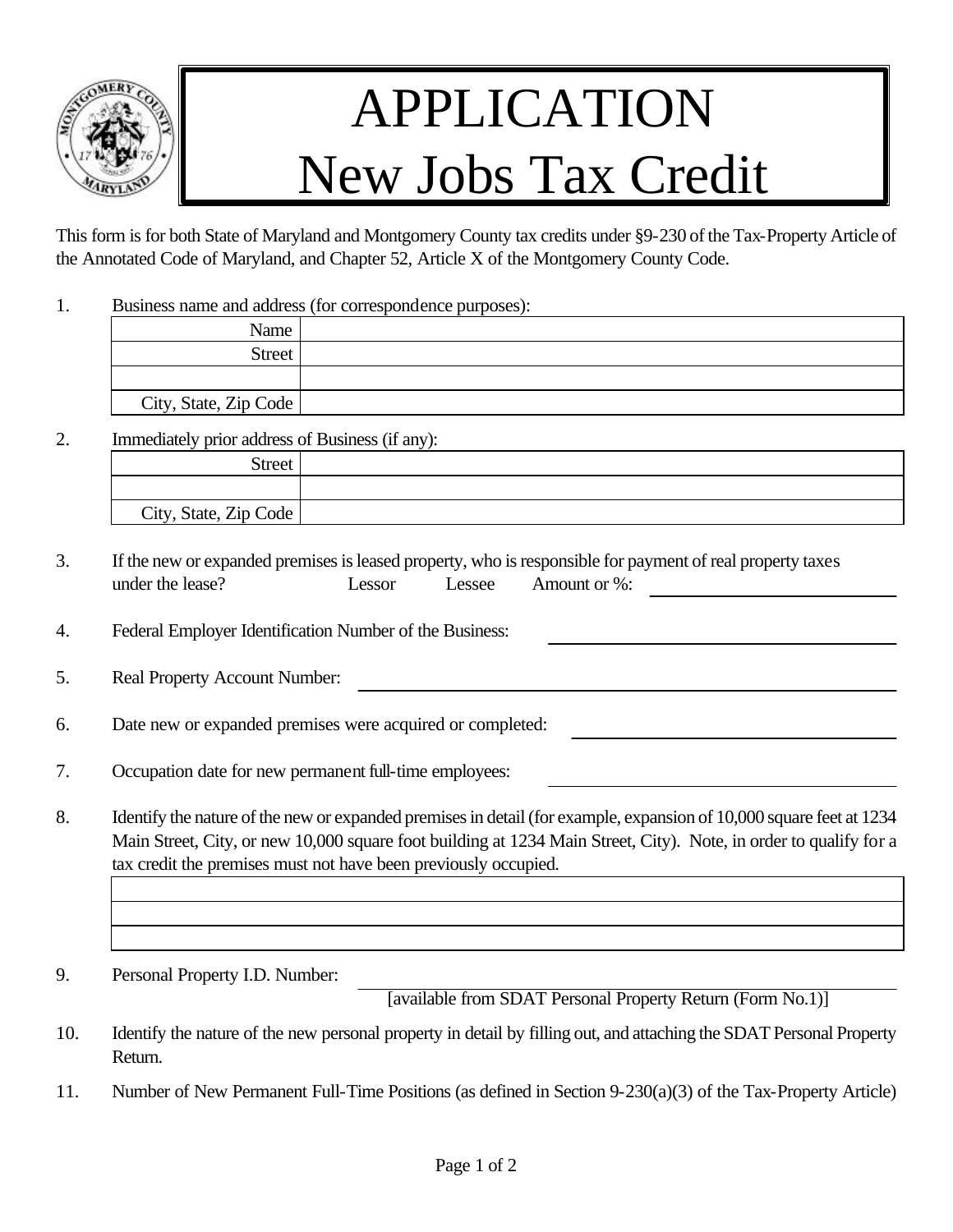// Montgomery County, Maryland — 1776

# APPLICATION
# New Jobs Tax Credit

This form is for both State of Maryland and Montgomery County tax credits under §9-230 of the Tax-Property Article of the Annotated Code of Maryland, and Chapter 52, Article X of the Montgomery County Code.

1. Business name and address (for correspondence purposes):

| | |
|---:|---|
| Name | |
| Street | |
| | |
| City, State, Zip Code | |

2. Immediately prior address of Business (if any):

| | |
|---:|---|
| Street | |
| | |
| City, State, Zip Code | |

3. If the new or expanded premises is leased property, who is responsible for payment of real property taxes under the lease? Lessor Lessee Amount or %: ____________________

4. Federal Employer Identification Number of the Business: ____________________

5. Real Property Account Number: ____________________

6. Date new or expanded premises were acquired or completed: ____________________

7. Occupation date for new permanent full-time employees: ____________________

8. Identify the nature of the new or expanded premises in detail (for example, expansion of 10,000 square feet at 1234 Main Street, City, or new 10,000 square foot building at 1234 Main Street, City). Note, in order to qualify for a tax credit the premises must not have been previously occupied.

| |
|---|
| |
| |
| |

9. Personal Property I.D. Number: ____________________
[available from SDAT Personal Property Return (Form No.1)]

10. Identify the nature of the new personal property in detail by filling out, and attaching the SDAT Personal Property Return.

11. Number of New Permanent Full-Time Positions (as defined in Section 9-230(a)(3) of the Tax-Property Article)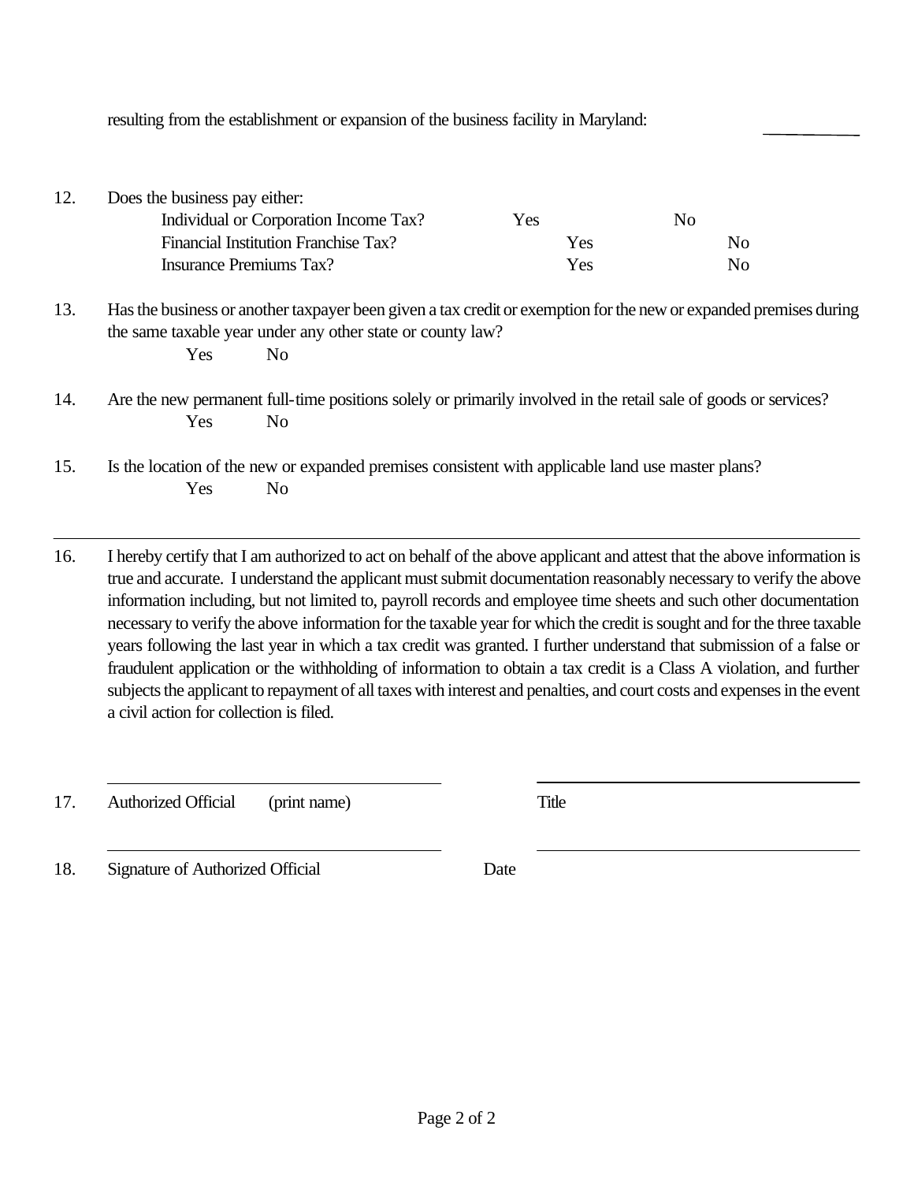resulting from the establishment or expansion of the business facility in Maryland: \_\_\_\_\_\_\_\_

12. Does the business pay either:

| | | |
|---|---|---|
| Individual or Corporation Income Tax? | Yes | No |
| Financial Institution Franchise Tax? | Yes | No |
| Insurance Premiums Tax? | Yes | No |

13. Has the business or another taxpayer been given a tax credit or exemption for the new or expanded premises during the same taxable year under any other state or county law?

    Yes No

14. Are the new permanent full-time positions solely or primarily involved in the retail sale of goods or services?

    Yes No

15. Is the location of the new or expanded premises consistent with applicable land use master plans?

    Yes No

---

16. I hereby certify that I am authorized to act on behalf of the above applicant and attest that the above information is true and accurate. I understand the applicant must submit documentation reasonably necessary to verify the above information including, but not limited to, payroll records and employee time sheets and such other documentation necessary to verify the above information for the taxable year for which the credit is sought and for the three taxable years following the last year in which a tax credit was granted. I further understand that submission of a false or fraudulent application or the withholding of information to obtain a tax credit is a Class A violation, and further subjects the applicant to repayment of all taxes with interest and penalties, and court costs and expenses in the event a civil action for collection is filed.

17. Authorized Official (print name) \_\_\_\_\_\_\_\_\_\_\_\_\_\_\_\_ Title \_\_\_\_\_\_\_\_\_\_\_\_\_\_\_\_

18. Signature of Authorized Official \_\_\_\_\_\_\_\_\_\_\_\_\_\_\_\_ Date \_\_\_\_\_\_\_\_\_\_\_\_\_\_\_\_